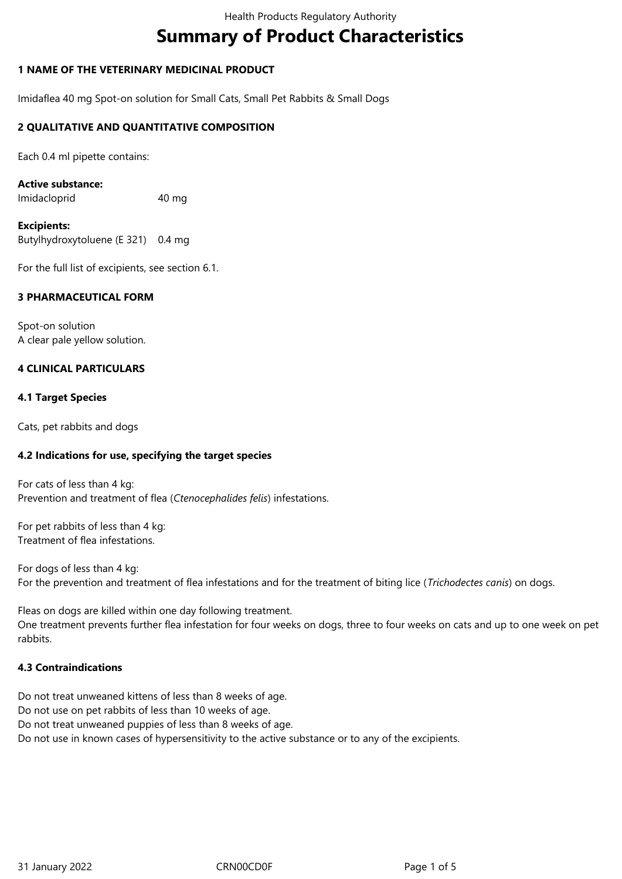# Summary of Product Characteristics

## 1 NAME OF THE VETERINARY MEDICINAL PRODUCT

Imidaflea 40 mg Spot-on solution for Small Cats, Small Pet Rabbits & Small Dogs

## 2 QUALITATIVE AND QUANTITATIVE COMPOSITION

Each 0.4 ml pipette contains:

**Active substance:**
Imidacloprid 40 mg

**Excipients:**
Butylhydroxytoluene (E 321) 0.4 mg

For the full list of excipients, see section 6.1.

## 3 PHARMACEUTICAL FORM

Spot-on solution
A clear pale yellow solution.

## 4 CLINICAL PARTICULARS

### 4.1 Target Species

Cats, pet rabbits and dogs

### 4.2 Indications for use, specifying the target species

For cats of less than 4 kg:
Prevention and treatment of flea (*Ctenocephalides felis*) infestations.

For pet rabbits of less than 4 kg:
Treatment of flea infestations.

For dogs of less than 4 kg:
For the prevention and treatment of flea infestations and for the treatment of biting lice (*Trichodectes canis*) on dogs.

Fleas on dogs are killed within one day following treatment.
One treatment prevents further flea infestation for four weeks on dogs, three to four weeks on cats and up to one week on pet rabbits.

### 4.3 Contraindications

Do not treat unweaned kittens of less than 8 weeks of age.
Do not use on pet rabbits of less than 10 weeks of age.
Do not treat unweaned puppies of less than 8 weeks of age.
Do not use in known cases of hypersensitivity to the active substance or to any of the excipients.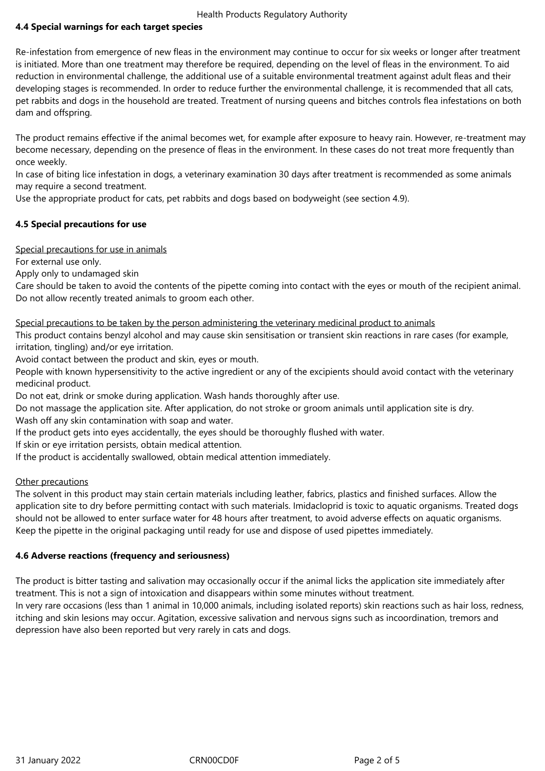#### 4.4 Special warnings for each target species

Re-infestation from emergence of new fleas in the environment may continue to occur for six weeks or longer after treatment is initiated. More than one treatment may therefore be required, depending on the level of fleas in the environment. To aid reduction in environmental challenge, the additional use of a suitable environmental treatment against adult fleas and their developing stages is recommended. In order to reduce further the environmental challenge, it is recommended that all cats, pet rabbits and dogs in the household are treated. Treatment of nursing queens and bitches controls flea infestations on both dam and offspring.

The product remains effective if the animal becomes wet, for example after exposure to heavy rain. However, re-treatment may become necessary, depending on the presence of fleas in the environment. In these cases do not treat more frequently than once weekly.
In case of biting lice infestation in dogs, a veterinary examination 30 days after treatment is recommended as some animals may require a second treatment.
Use the appropriate product for cats, pet rabbits and dogs based on bodyweight (see section 4.9).

#### 4.5 Special precautions for use

Special precautions for use in animals
For external use only.
Apply only to undamaged skin
Care should be taken to avoid the contents of the pipette coming into contact with the eyes or mouth of the recipient animal.
Do not allow recently treated animals to groom each other.

Special precautions to be taken by the person administering the veterinary medicinal product to animals
This product contains benzyl alcohol and may cause skin sensitisation or transient skin reactions in rare cases (for example, irritation, tingling) and/or eye irritation.
Avoid contact between the product and skin, eyes or mouth.
People with known hypersensitivity to the active ingredient or any of the excipients should avoid contact with the veterinary medicinal product.
Do not eat, drink or smoke during application. Wash hands thoroughly after use.
Do not massage the application site. After application, do not stroke or groom animals until application site is dry.
Wash off any skin contamination with soap and water.
If the product gets into eyes accidentally, the eyes should be thoroughly flushed with water.
If skin or eye irritation persists, obtain medical attention.
If the product is accidentally swallowed, obtain medical attention immediately.

Other precautions
The solvent in this product may stain certain materials including leather, fabrics, plastics and finished surfaces. Allow the application site to dry before permitting contact with such materials. Imidacloprid is toxic to aquatic organisms. Treated dogs should not be allowed to enter surface water for 48 hours after treatment, to avoid adverse effects on aquatic organisms.
Keep the pipette in the original packaging until ready for use and dispose of used pipettes immediately.

#### 4.6 Adverse reactions (frequency and seriousness)

The product is bitter tasting and salivation may occasionally occur if the animal licks the application site immediately after treatment. This is not a sign of intoxication and disappears within some minutes without treatment.
In very rare occasions (less than 1 animal in 10,000 animals, including isolated reports) skin reactions such as hair loss, redness, itching and skin lesions may occur. Agitation, excessive salivation and nervous signs such as incoordination, tremors and depression have also been reported but very rarely in cats and dogs.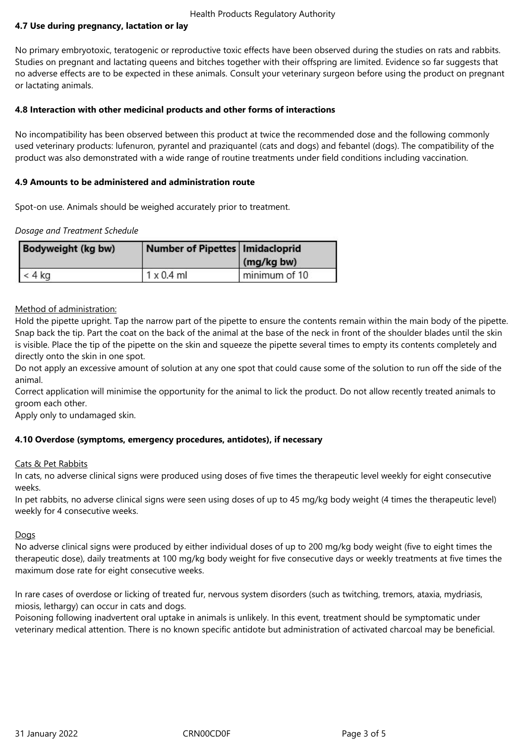### 4.7 Use during pregnancy, lactation or lay

No primary embryotoxic, teratogenic or reproductive toxic effects have been observed during the studies on rats and rabbits. Studies on pregnant and lactating queens and bitches together with their offspring are limited. Evidence so far suggests that no adverse effects are to be expected in these animals. Consult your veterinary surgeon before using the product on pregnant or lactating animals.

### 4.8 Interaction with other medicinal products and other forms of interactions

No incompatibility has been observed between this product at twice the recommended dose and the following commonly used veterinary products: lufenuron, pyrantel and praziquantel (cats and dogs) and febantel (dogs). The compatibility of the product was also demonstrated with a wide range of routine treatments under field conditions including vaccination.

### 4.9 Amounts to be administered and administration route

Spot-on use. Animals should be weighed accurately prior to treatment.

*Dosage and Treatment Schedule*

| Bodyweight (kg bw) | Number of Pipettes | Imidacloprid (mg/kg bw) |
|---|---|---|
| < 4 kg | 1 x 0.4 ml | minimum of 10 |

Method of administration:

Hold the pipette upright. Tap the narrow part of the pipette to ensure the contents remain within the main body of the pipette. Snap back the tip. Part the coat on the back of the animal at the base of the neck in front of the shoulder blades until the skin is visible. Place the tip of the pipette on the skin and squeeze the pipette several times to empty its contents completely and directly onto the skin in one spot.

Do not apply an excessive amount of solution at any one spot that could cause some of the solution to run off the side of the animal.

Correct application will minimise the opportunity for the animal to lick the product. Do not allow recently treated animals to groom each other.

Apply only to undamaged skin.

### 4.10 Overdose (symptoms, emergency procedures, antidotes), if necessary

Cats & Pet Rabbits

In cats, no adverse clinical signs were produced using doses of five times the therapeutic level weekly for eight consecutive weeks.

In pet rabbits, no adverse clinical signs were seen using doses of up to 45 mg/kg body weight (4 times the therapeutic level) weekly for 4 consecutive weeks.

Dogs

No adverse clinical signs were produced by either individual doses of up to 200 mg/kg body weight (five to eight times the therapeutic dose), daily treatments at 100 mg/kg body weight for five consecutive days or weekly treatments at five times the maximum dose rate for eight consecutive weeks.

In rare cases of overdose or licking of treated fur, nervous system disorders (such as twitching, tremors, ataxia, mydriasis, miosis, lethargy) can occur in cats and dogs.

Poisoning following inadvertent oral uptake in animals is unlikely. In this event, treatment should be symptomatic under veterinary medical attention. There is no known specific antidote but administration of activated charcoal may be beneficial.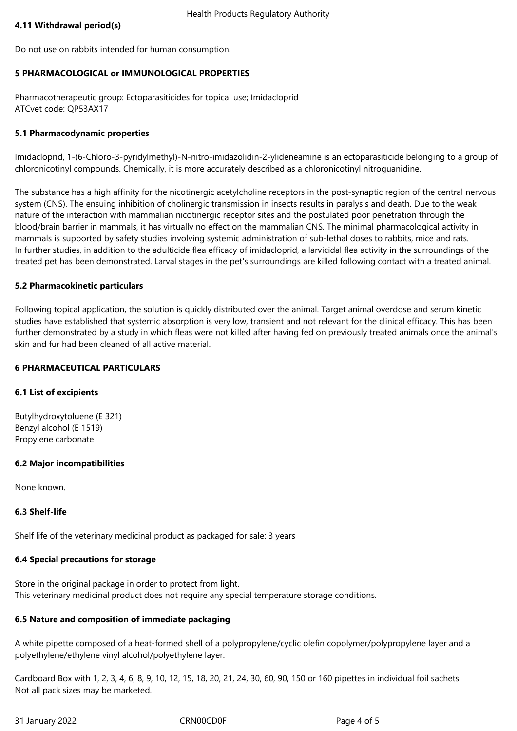#### 4.11 Withdrawal period(s)

Do not use on rabbits intended for human consumption.

## 5 PHARMACOLOGICAL or IMMUNOLOGICAL PROPERTIES

Pharmacotherapeutic group: Ectoparasiticides for topical use; Imidacloprid
ATCvet code: QP53AX17

#### 5.1 Pharmacodynamic properties

Imidacloprid, 1-(6-Chloro-3-pyridylmethyl)-N-nitro-imidazolidin-2-ylideneamine is an ectoparasiticide belonging to a group of chloronicotinyl compounds. Chemically, it is more accurately described as a chloronicotinyl nitroguanidine.

The substance has a high affinity for the nicotinergic acetylcholine receptors in the post-synaptic region of the central nervous system (CNS). The ensuing inhibition of cholinergic transmission in insects results in paralysis and death. Due to the weak nature of the interaction with mammalian nicotinergic receptor sites and the postulated poor penetration through the blood/brain barrier in mammals, it has virtually no effect on the mammalian CNS. The minimal pharmacological activity in mammals is supported by safety studies involving systemic administration of sub-lethal doses to rabbits, mice and rats.
In further studies, in addition to the adulticide flea efficacy of imidacloprid, a larvicidal flea activity in the surroundings of the treated pet has been demonstrated. Larval stages in the pet's surroundings are killed following contact with a treated animal.

#### 5.2 Pharmacokinetic particulars

Following topical application, the solution is quickly distributed over the animal. Target animal overdose and serum kinetic studies have established that systemic absorption is very low, transient and not relevant for the clinical efficacy. This has been further demonstrated by a study in which fleas were not killed after having fed on previously treated animals once the animal's skin and fur had been cleaned of all active material.

## 6 PHARMACEUTICAL PARTICULARS

#### 6.1 List of excipients

Butylhydroxytoluene (E 321)
Benzyl alcohol (E 1519)
Propylene carbonate

#### 6.2 Major incompatibilities

None known.

#### 6.3 Shelf-life

Shelf life of the veterinary medicinal product as packaged for sale: 3 years

#### 6.4 Special precautions for storage

Store in the original package in order to protect from light.
This veterinary medicinal product does not require any special temperature storage conditions.

#### 6.5 Nature and composition of immediate packaging

A white pipette composed of a heat-formed shell of a polypropylene/cyclic olefin copolymer/polypropylene layer and a polyethylene/ethylene vinyl alcohol/polyethylene layer.

Cardboard Box with 1, 2, 3, 4, 6, 8, 9, 10, 12, 15, 18, 20, 21, 24, 30, 60, 90, 150 or 160 pipettes in individual foil sachets.
Not all pack sizes may be marketed.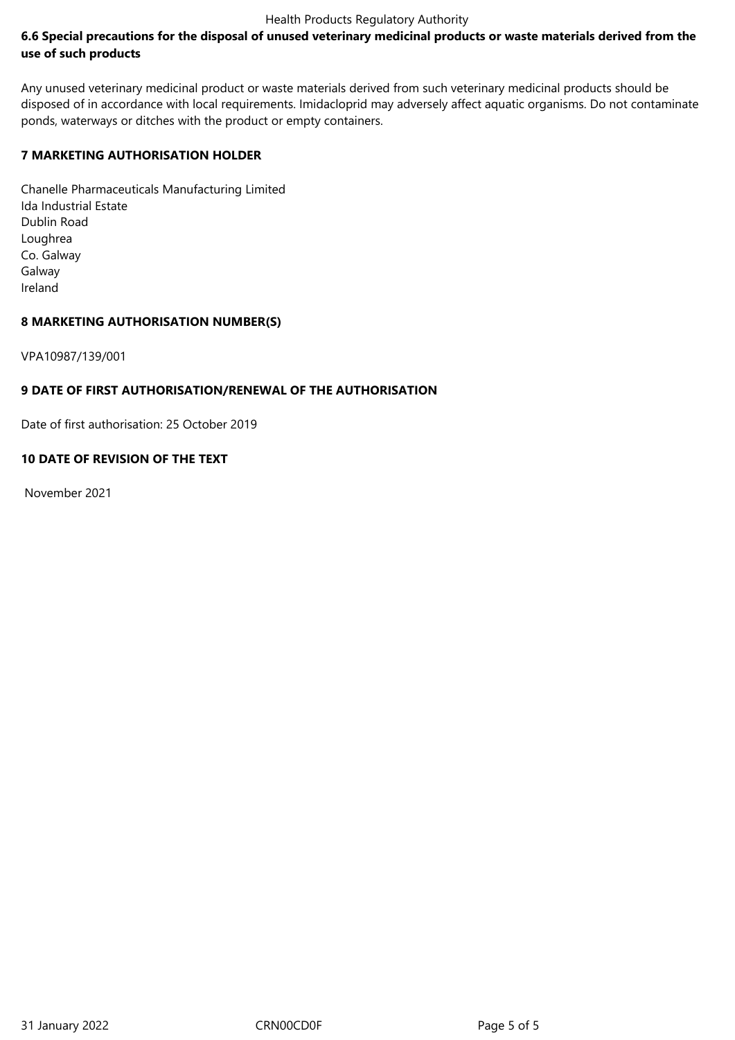## 6.6 Special precautions for the disposal of unused veterinary medicinal products or waste materials derived from the use of such products

Any unused veterinary medicinal product or waste materials derived from such veterinary medicinal products should be disposed of in accordance with local requirements. Imidacloprid may adversely affect aquatic organisms. Do not contaminate ponds, waterways or ditches with the product or empty containers.

## 7 MARKETING AUTHORISATION HOLDER

Chanelle Pharmaceuticals Manufacturing Limited
Ida Industrial Estate
Dublin Road
Loughrea
Co. Galway
Galway
Ireland

## 8 MARKETING AUTHORISATION NUMBER(S)

VPA10987/139/001

## 9 DATE OF FIRST AUTHORISATION/RENEWAL OF THE AUTHORISATION

Date of first authorisation: 25 October 2019

## 10 DATE OF REVISION OF THE TEXT

November 2021